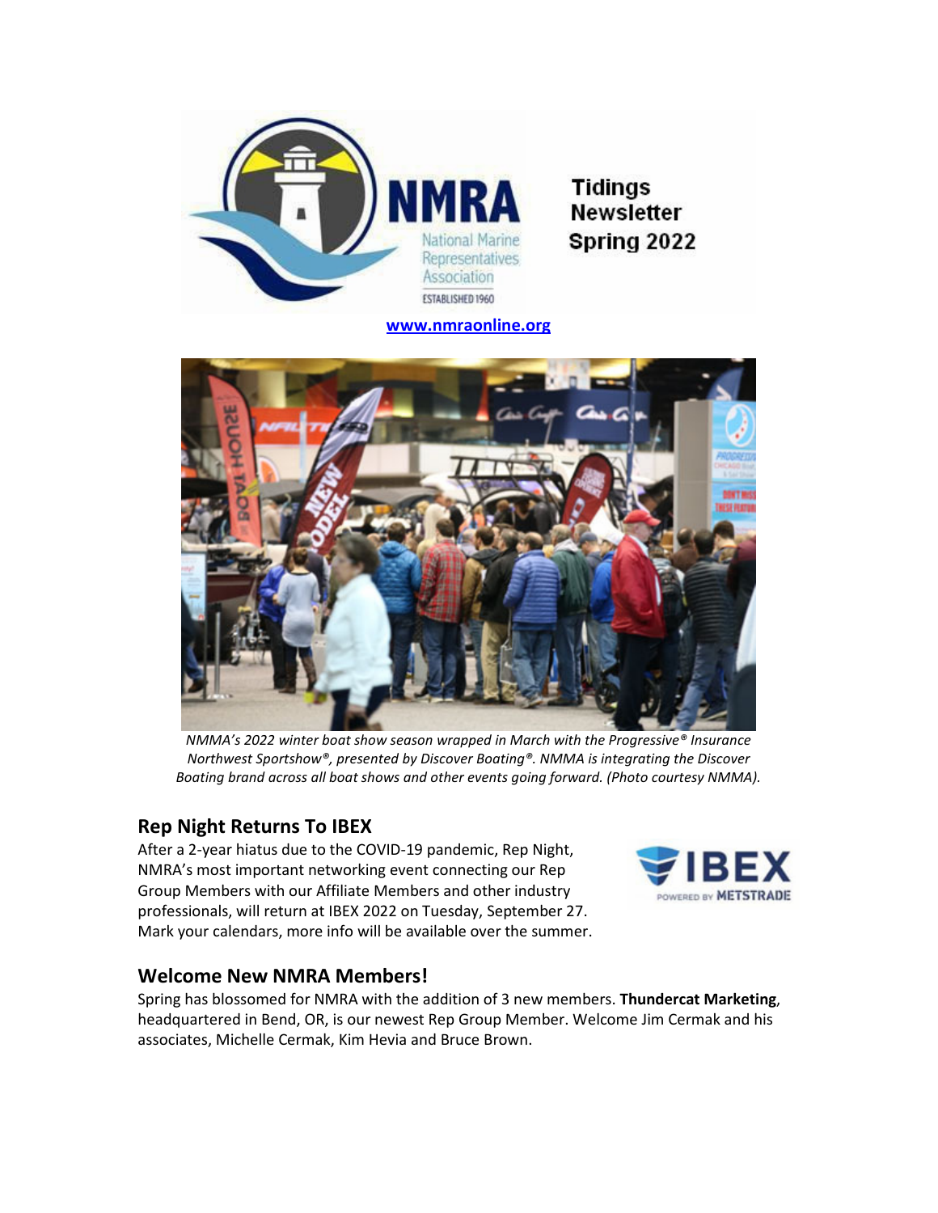NMRA

National Marine Representatives Association

ESTABLISHED 1960

**Tidings Newsletter Spring 2022**

**www.nmraonline.org**

*NMMA's 2022 winter boat show season wrapped in March with the Progressive® Insurance Northwest Sportshow®, presented by Discover Boating®. NMMA is integrating the Discover Boating brand across all boat shows and other events going forward. (Photo courtesy NMMA).*

## Rep Night Returns To IBEX

After a 2-year hiatus due to the COVID-19 pandemic, Rep Night, NMRA's most important networking event connecting our Rep Group Members with our Affiliate Members and other industry professionals, will return at IBEX 2022 on Tuesday, September 27. Mark your calendars, more info will be available over the summer.

## Welcome New NMRA Members!

Spring has blossomed for NMRA with the addition of 3 new members. **Thundercat Marketing**, headquartered in Bend, OR, is our newest Rep Group Member. Welcome Jim Cermak and his associates, Michelle Cermak, Kim Hevia and Bruce Brown.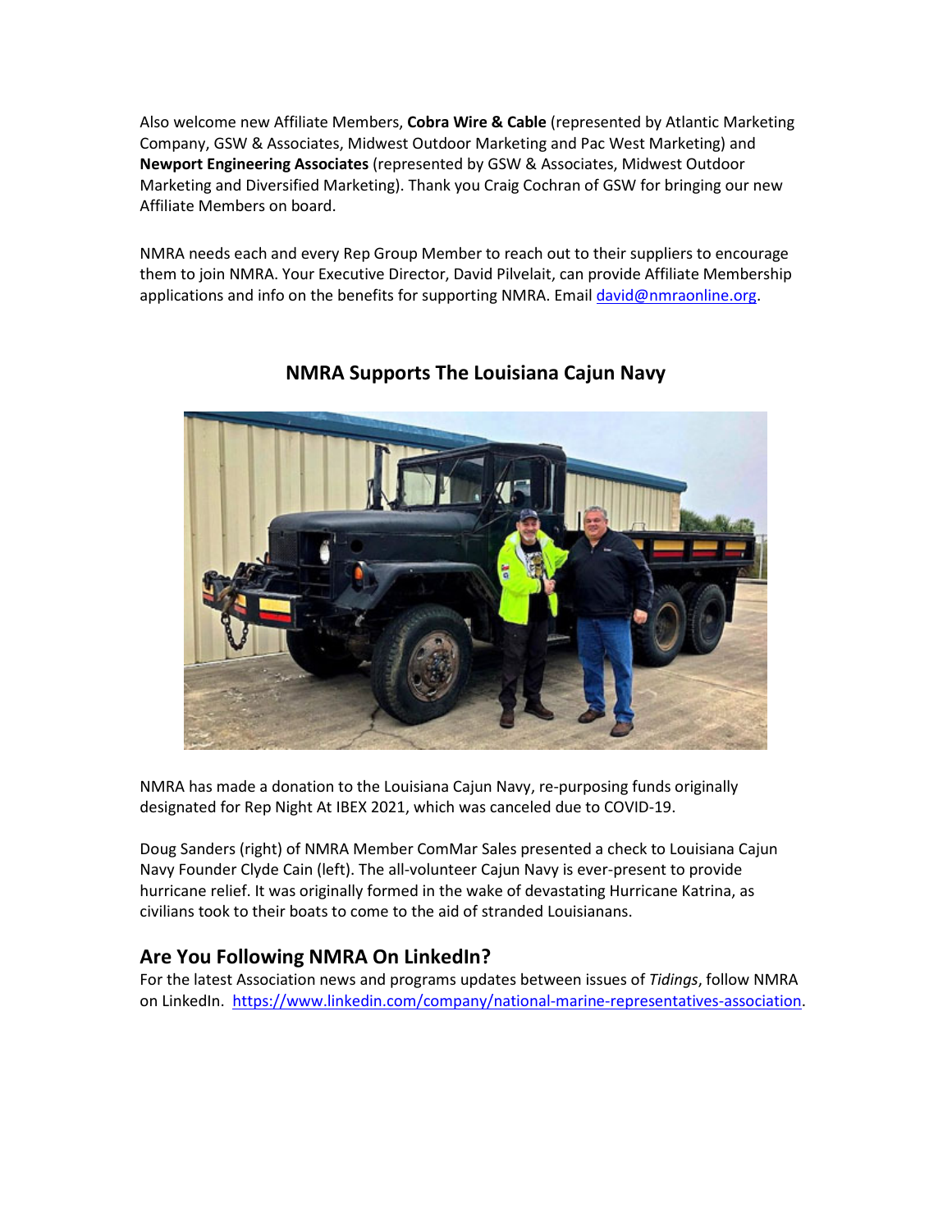Also welcome new Affiliate Members, **Cobra Wire & Cable** (represented by Atlantic Marketing Company, GSW & Associates, Midwest Outdoor Marketing and Pac West Marketing) and **Newport Engineering Associates** (represented by GSW & Associates, Midwest Outdoor Marketing and Diversified Marketing). Thank you Craig Cochran of GSW for bringing our new Affiliate Members on board.

NMRA needs each and every Rep Group Member to reach out to their suppliers to encourage them to join NMRA. Your Executive Director, David Pilvelait, can provide Affiliate Membership applications and info on the benefits for supporting NMRA. Email david@nmraonline.org.

## NMRA Supports The Louisiana Cajun Navy

NMRA has made a donation to the Louisiana Cajun Navy, re-purposing funds originally designated for Rep Night At IBEX 2021, which was canceled due to COVID-19.

Doug Sanders (right) of NMRA Member ComMar Sales presented a check to Louisiana Cajun Navy Founder Clyde Cain (left). The all-volunteer Cajun Navy is ever-present to provide hurricane relief. It was originally formed in the wake of devastating Hurricane Katrina, as civilians took to their boats to come to the aid of stranded Louisianans.

## Are You Following NMRA On LinkedIn?

For the latest Association news and programs updates between issues of *Tidings*, follow NMRA on LinkedIn. https://www.linkedin.com/company/national-marine-representatives-association.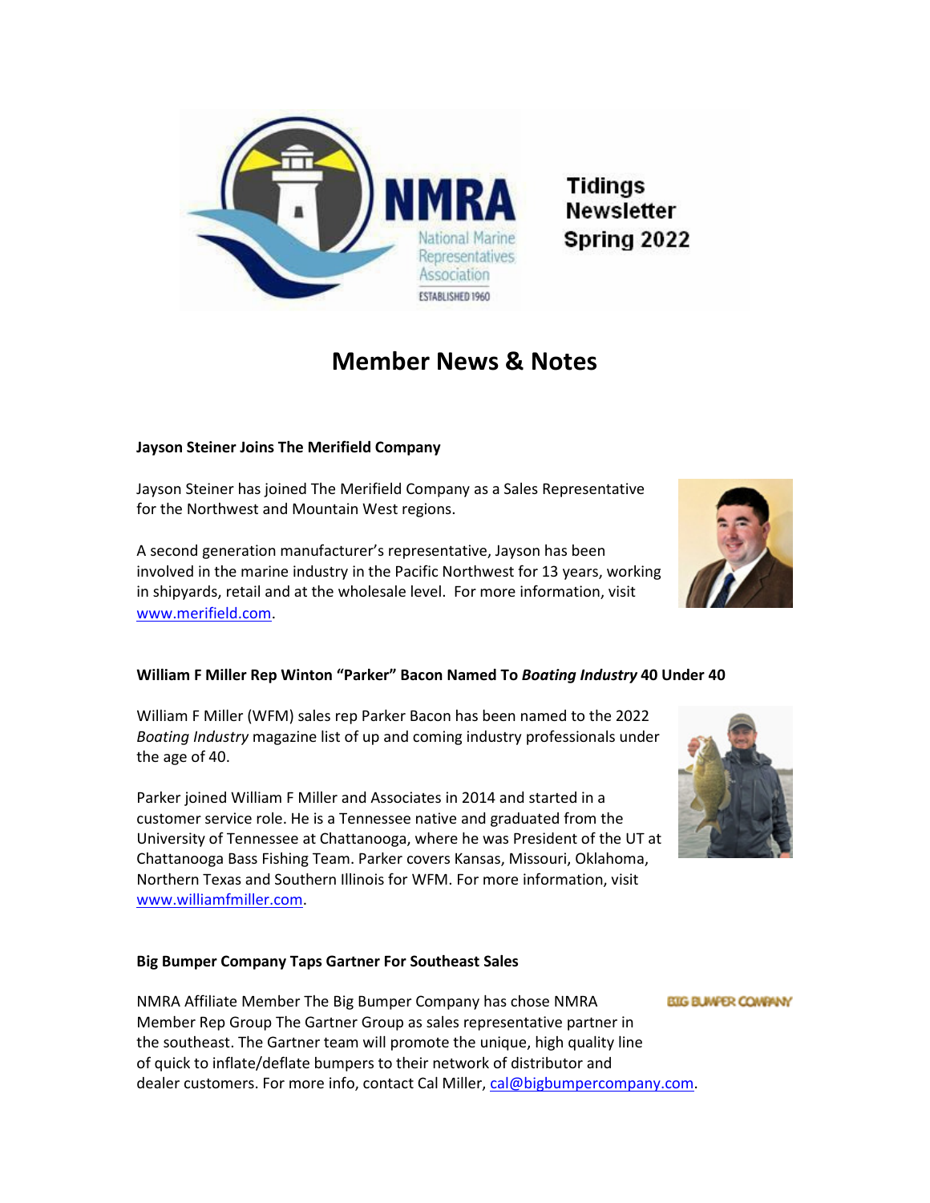Tidings Newsletter Spring 2022

# Member News & Notes

**Jayson Steiner Joins The Merifield Company**

Jayson Steiner has joined The Merifield Company as a Sales Representative for the Northwest and Mountain West regions.

A second generation manufacturer's representative, Jayson has been involved in the marine industry in the Pacific Northwest for 13 years, working in shipyards, retail and at the wholesale level. For more information, visit www.merifield.com.

**William F Miller Rep Winton "Parker" Bacon Named To *Boating Industry* 40 Under 40**

William F Miller (WFM) sales rep Parker Bacon has been named to the 2022 *Boating Industry* magazine list of up and coming industry professionals under the age of 40.

Parker joined William F Miller and Associates in 2014 and started in a customer service role. He is a Tennessee native and graduated from the University of Tennessee at Chattanooga, where he was President of the UT at Chattanooga Bass Fishing Team. Parker covers Kansas, Missouri, Oklahoma, Northern Texas and Southern Illinois for WFM. For more information, visit www.williamfmiller.com.

**Big Bumper Company Taps Gartner For Southeast Sales**

NMRA Affiliate Member The Big Bumper Company has chose NMRA Member Rep Group The Gartner Group as sales representative partner in the southeast. The Gartner team will promote the unique, high quality line of quick to inflate/deflate bumpers to their network of distributor and dealer customers. For more info, contact Cal Miller, cal@bigbumpercompany.com.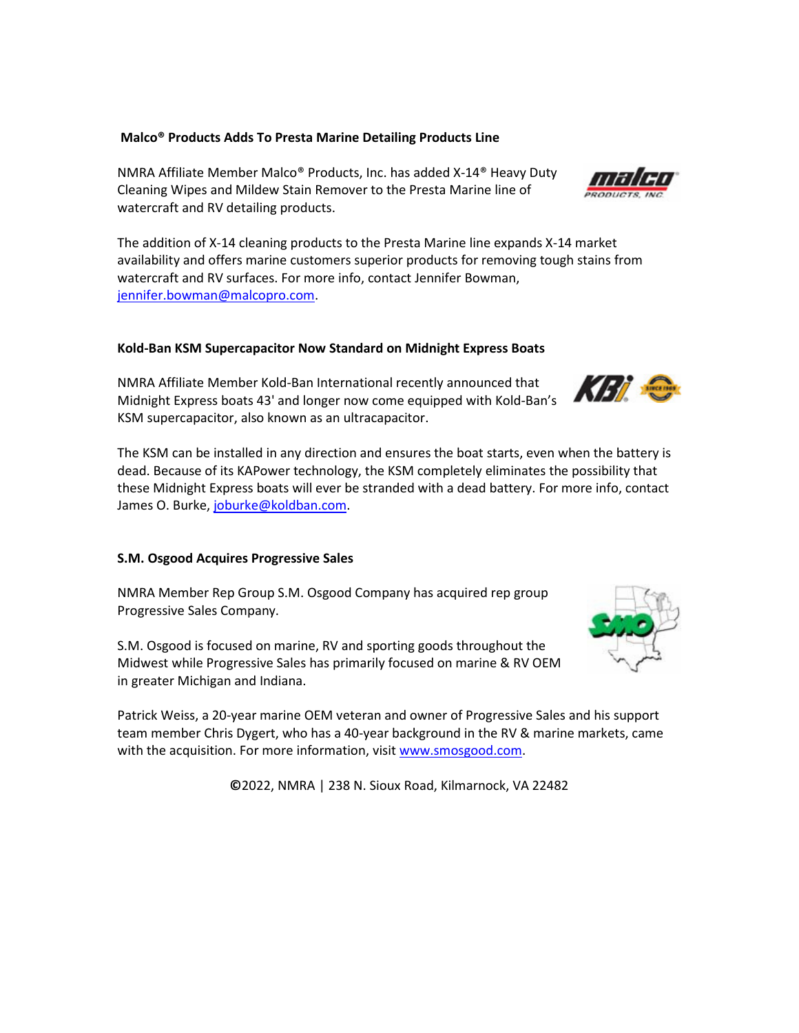### Malco® Products Adds To Presta Marine Detailing Products Line

NMRA Affiliate Member Malco® Products, Inc. has added X-14® Heavy Duty Cleaning Wipes and Mildew Stain Remover to the Presta Marine line of watercraft and RV detailing products.

The addition of X-14 cleaning products to the Presta Marine line expands X-14 market availability and offers marine customers superior products for removing tough stains from watercraft and RV surfaces. For more info, contact Jennifer Bowman, jennifer.bowman@malcopro.com.

### Kold-Ban KSM Supercapacitor Now Standard on Midnight Express Boats

NMRA Affiliate Member Kold-Ban International recently announced that Midnight Express boats 43' and longer now come equipped with Kold-Ban's KSM supercapacitor, also known as an ultracapacitor.

The KSM can be installed in any direction and ensures the boat starts, even when the battery is dead. Because of its KAPower technology, the KSM completely eliminates the possibility that these Midnight Express boats will ever be stranded with a dead battery. For more info, contact James O. Burke, joburke@koldban.com.

### S.M. Osgood Acquires Progressive Sales

NMRA Member Rep Group S.M. Osgood Company has acquired rep group Progressive Sales Company.

S.M. Osgood is focused on marine, RV and sporting goods throughout the Midwest while Progressive Sales has primarily focused on marine & RV OEM in greater Michigan and Indiana.

Patrick Weiss, a 20-year marine OEM veteran and owner of Progressive Sales and his support team member Chris Dygert, who has a 40-year background in the RV & marine markets, came with the acquisition. For more information, visit www.smosgood.com.

©2022, NMRA | 238 N. Sioux Road, Kilmarnock, VA 22482